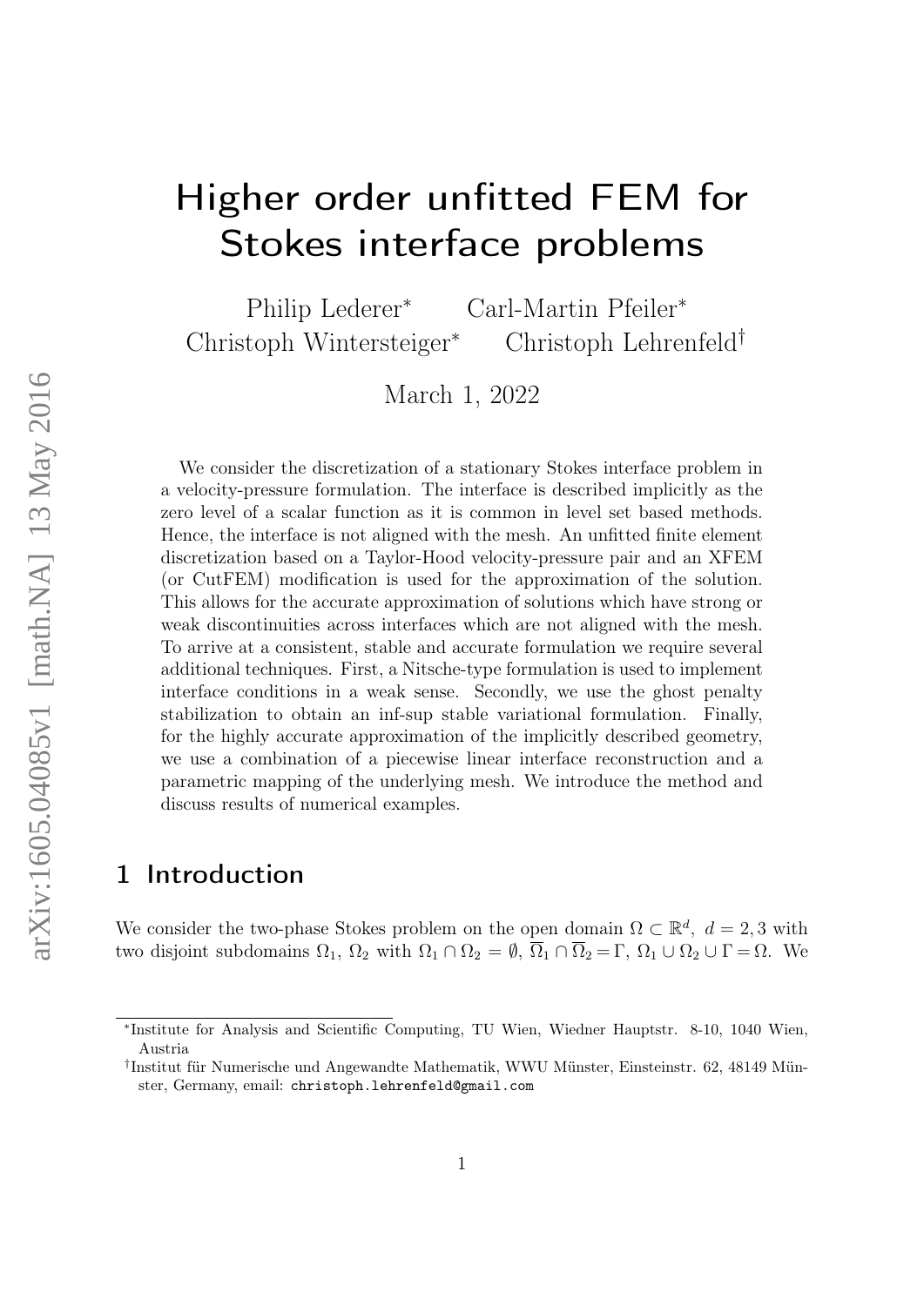# Higher order unfitted FEM for Stokes interface problems

Philip Lederer[*] Carl-Martin Pfeiler[*]
Christoph Wintersteiger[*] Christoph Lehrenfeld[†]

March 1, 2022

We consider the discretization of a stationary Stokes interface problem in a velocity-pressure formulation. The interface is described implicitly as the zero level of a scalar function as it is common in level set based methods. Hence, the interface is not aligned with the mesh. An unfitted finite element discretization based on a Taylor-Hood velocity-pressure pair and an XFEM (or CutFEM) modification is used for the approximation of the solution. This allows for the accurate approximation of solutions which have strong or weak discontinuities across interfaces which are not aligned with the mesh. To arrive at a consistent, stable and accurate formulation we require several additional techniques. First, a Nitsche-type formulation is used to implement interface conditions in a weak sense. Secondly, we use the ghost penalty stabilization to obtain an inf-sup stable variational formulation. Finally, for the highly accurate approximation of the implicitly described geometry, we use a combination of a piecewise linear interface reconstruction and a parametric mapping of the underlying mesh. We introduce the method and discuss results of numerical examples.

## 1 Introduction

We consider the two-phase Stokes problem on the open domain $\Omega \subset \mathbb{R}^d,\ d = 2, 3$ with two disjoint subdomains $\Omega_1$, $\Omega_2$ with $\Omega_1 \cap \Omega_2 = \emptyset$, $\overline{\Omega}_1 \cap \overline{\Omega}_2 = \Gamma$, $\Omega_1 \cup \Omega_2 \cup \Gamma = \Omega$. We

[*] Institute for Analysis and Scientific Computing, TU Wien, Wiedner Hauptstr. 8-10, 1040 Wien, Austria

[†] Institut für Numerische und Angewandte Mathematik, WWU Münster, Einsteinstr. 62, 48149 Münster, Germany, email: `christoph.lehrenfeld@gmail.com`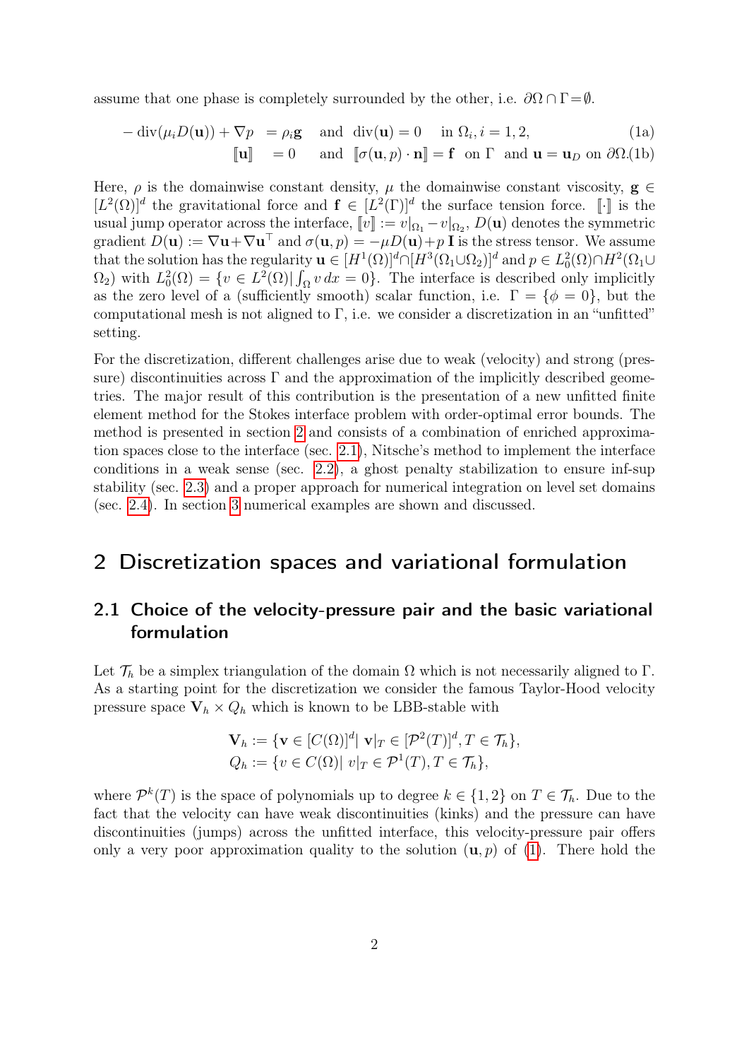assume that one phase is completely surrounded by the other, i.e. $\partial\Omega \cap \Gamma = \emptyset$.

$$
\begin{aligned}
-\operatorname{div}(\mu_i D(\mathbf{u})) + \nabla p &= \rho_i \mathbf{g} \quad \text{and} \quad \operatorname{div}(\mathbf{u}) = 0 \quad \text{in } \Omega_i, i = 1, 2, && \text{(1a)} \\
[\![\mathbf{u}]\!] &= 0 \quad \text{and} \quad [\![\sigma(\mathbf{u}, p) \cdot \mathbf{n}]\!] = \mathbf{f} \quad \text{on } \Gamma \quad \text{and } \mathbf{u} = \mathbf{u}_D \text{ on } \partial\Omega. && \text{(1b)}
\end{aligned}
$$

Here, $\rho$ is the domainwise constant density, $\mu$ the domainwise constant viscosity, $\mathbf{g} \in [L^2(\Omega)]^d$ the gravitational force and $\mathbf{f} \in [L^2(\Gamma)]^d$ the surface tension force. $[\![\cdot]\!]$ is the usual jump operator across the interface, $[\![v]\!] := v|_{\Omega_1} - v|_{\Omega_2}$, $D(\mathbf{u})$ denotes the symmetric gradient $D(\mathbf{u}) := \nabla\mathbf{u} + \nabla\mathbf{u}^\top$ and $\sigma(\mathbf{u}, p) = -\mu D(\mathbf{u}) + p\,\mathbf{I}$ is the stress tensor. We assume that the solution has the regularity $\mathbf{u} \in [H^1(\Omega)]^d \cap [H^3(\Omega_1 \cup \Omega_2)]^d$ and $p \in L^2_0(\Omega) \cap H^2(\Omega_1 \cup \Omega_2)$ with $L^2_0(\Omega) = \{v \in L^2(\Omega) | \int_\Omega v\,dx = 0\}$. The interface is described only implicitly as the zero level of a (sufficiently smooth) scalar function, i.e. $\Gamma = \{\phi = 0\}$, but the computational mesh is not aligned to $\Gamma$, i.e. we consider a discretization in an "unfitted" setting.

For the discretization, different challenges arise due to weak (velocity) and strong (pressure) discontinuities across $\Gamma$ and the approximation of the implicitly described geometries. The major result of this contribution is the presentation of a new unfitted finite element method for the Stokes interface problem with order-optimal error bounds. The method is presented in section 2 and consists of a combination of enriched approximation spaces close to the interface (sec. 2.1), Nitsche's method to implement the interface conditions in a weak sense (sec. 2.2), a ghost penalty stabilization to ensure inf-sup stability (sec. 2.3) and a proper approach for numerical integration on level set domains (sec. 2.4). In section 3 numerical examples are shown and discussed.

## 2 Discretization spaces and variational formulation

### 2.1 Choice of the velocity-pressure pair and the basic variational formulation

Let $\mathcal{T}_h$ be a simplex triangulation of the domain $\Omega$ which is not necessarily aligned to $\Gamma$. As a starting point for the discretization we consider the famous Taylor-Hood velocity pressure space $\mathbf{V}_h \times Q_h$ which is known to be LBB-stable with

$$
\begin{aligned}
\mathbf{V}_h &:= \{\mathbf{v} \in [C(\Omega)]^d |\ \mathbf{v}|_T \in [\mathcal{P}^2(T)]^d, T \in \mathcal{T}_h\}, \\
Q_h &:= \{v \in C(\Omega) |\ v|_T \in \mathcal{P}^1(T), T \in \mathcal{T}_h\},
\end{aligned}
$$

where $\mathcal{P}^k(T)$ is the space of polynomials up to degree $k \in \{1, 2\}$ on $T \in \mathcal{T}_h$. Due to the fact that the velocity can have weak discontinuities (kinks) and the pressure can have discontinuities (jumps) across the unfitted interface, this velocity-pressure pair offers only a very poor approximation quality to the solution $(\mathbf{u}, p)$ of (1). There hold the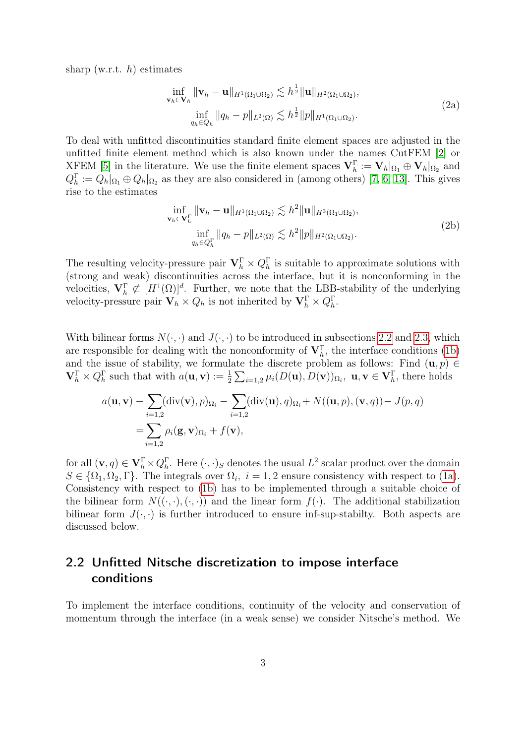sharp (w.r.t. $h$) estimates

$$
\begin{aligned}
\inf_{\mathbf{v}_h \in \mathbf{V}_h} \|\mathbf{v}_h - \mathbf{u}\|_{H^1(\Omega_1 \cup \Omega_2)} &\lesssim h^{\frac{1}{2}} \|\mathbf{u}\|_{H^2(\Omega_1 \cup \Omega_2)}, \\
\inf_{q_h \in Q_h} \|q_h - p\|_{L^2(\Omega)} &\lesssim h^{\frac{1}{2}} \|p\|_{H^1(\Omega_1 \cup \Omega_2)}.
\end{aligned}
\tag{2a}
$$

To deal with unfitted discontinuities standard finite element spaces are adjusted in the unfitted finite element method which is also known under the names CutFEM [2] or XFEM [5] in the literature. We use the finite element spaces $\mathbf{V}_h^\Gamma := \mathbf{V}_h|_{\Omega_1} \oplus \mathbf{V}_h|_{\Omega_2}$ and $Q_h^\Gamma := Q_h|_{\Omega_1} \oplus Q_h|_{\Omega_2}$ as they are also considered in (among others) [7, 6, 13]. This gives rise to the estimates

$$
\begin{aligned}
\inf_{\mathbf{v}_h \in \mathbf{V}_h^\Gamma} \|\mathbf{v}_h - \mathbf{u}\|_{H^1(\Omega_1 \cup \Omega_2)} &\lesssim h^2 \|\mathbf{u}\|_{H^3(\Omega_1 \cup \Omega_2)}, \\
\inf_{q_h \in Q_h^\Gamma} \|q_h - p\|_{L^2(\Omega)} &\lesssim h^2 \|p\|_{H^2(\Omega_1 \cup \Omega_2)}.
\end{aligned}
\tag{2b}
$$

The resulting velocity-pressure pair $\mathbf{V}_h^\Gamma \times Q_h^\Gamma$ is suitable to approximate solutions with (strong and weak) discontinuities across the interface, but it is nonconforming in the velocities, $\mathbf{V}_h^\Gamma \not\subset [H^1(\Omega)]^d$. Further, we note that the LBB-stability of the underlying velocity-pressure pair $\mathbf{V}_h \times Q_h$ is not inherited by $\mathbf{V}_h^\Gamma \times Q_h^\Gamma$.

With bilinear forms $N(\cdot,\cdot)$ and $J(\cdot,\cdot)$ to be introduced in subsections 2.2 and 2.3, which are responsible for dealing with the nonconformity of $\mathbf{V}_h^\Gamma$, the interface conditions (1b) and the issue of stability, we formulate the discrete problem as follows: Find $(\mathbf{u}, p) \in \mathbf{V}_h^\Gamma \times Q_h^\Gamma$ such that with $a(\mathbf{u}, \mathbf{v}) := \frac{1}{2} \sum_{i=1,2} \mu_i (D(\mathbf{u}), D(\mathbf{v}))_{\Omega_i}$, $\mathbf{u}, \mathbf{v} \in \mathbf{V}_h^\Gamma$, there holds

$$
\begin{aligned}
a(\mathbf{u}, \mathbf{v}) - \sum_{i=1,2} (\operatorname{div}(\mathbf{v}), p)_{\Omega_i} - \sum_{i=1,2} (\operatorname{div}(\mathbf{u}), q)_{\Omega_i} + N((\mathbf{u}, p), (\mathbf{v}, q)) - J(p, q) \\
= \sum_{i=1,2} \rho_i (\mathbf{g}, \mathbf{v})_{\Omega_i} + f(\mathbf{v}),
\end{aligned}
$$

for all $(\mathbf{v}, q) \in \mathbf{V}_h^\Gamma \times Q_h^\Gamma$. Here $(\cdot,\cdot)_S$ denotes the usual $L^2$ scalar product over the domain $S \in \{\Omega_1, \Omega_2, \Gamma\}$. The integrals over $\Omega_i$, $i = 1, 2$ ensure consistency with respect to (1a). Consistency with respect to (1b) has to be implemented through a suitable choice of the bilinear form $N((\cdot,\cdot),(\cdot,\cdot))$ and the linear form $f(\cdot)$. The additional stabilization bilinear form $J(\cdot,\cdot)$ is further introduced to ensure inf-sup-stabilty. Both aspects are discussed below.

## 2.2 Unfitted Nitsche discretization to impose interface conditions

To implement the interface conditions, continuity of the velocity and conservation of momentum through the interface (in a weak sense) we consider Nitsche's method. We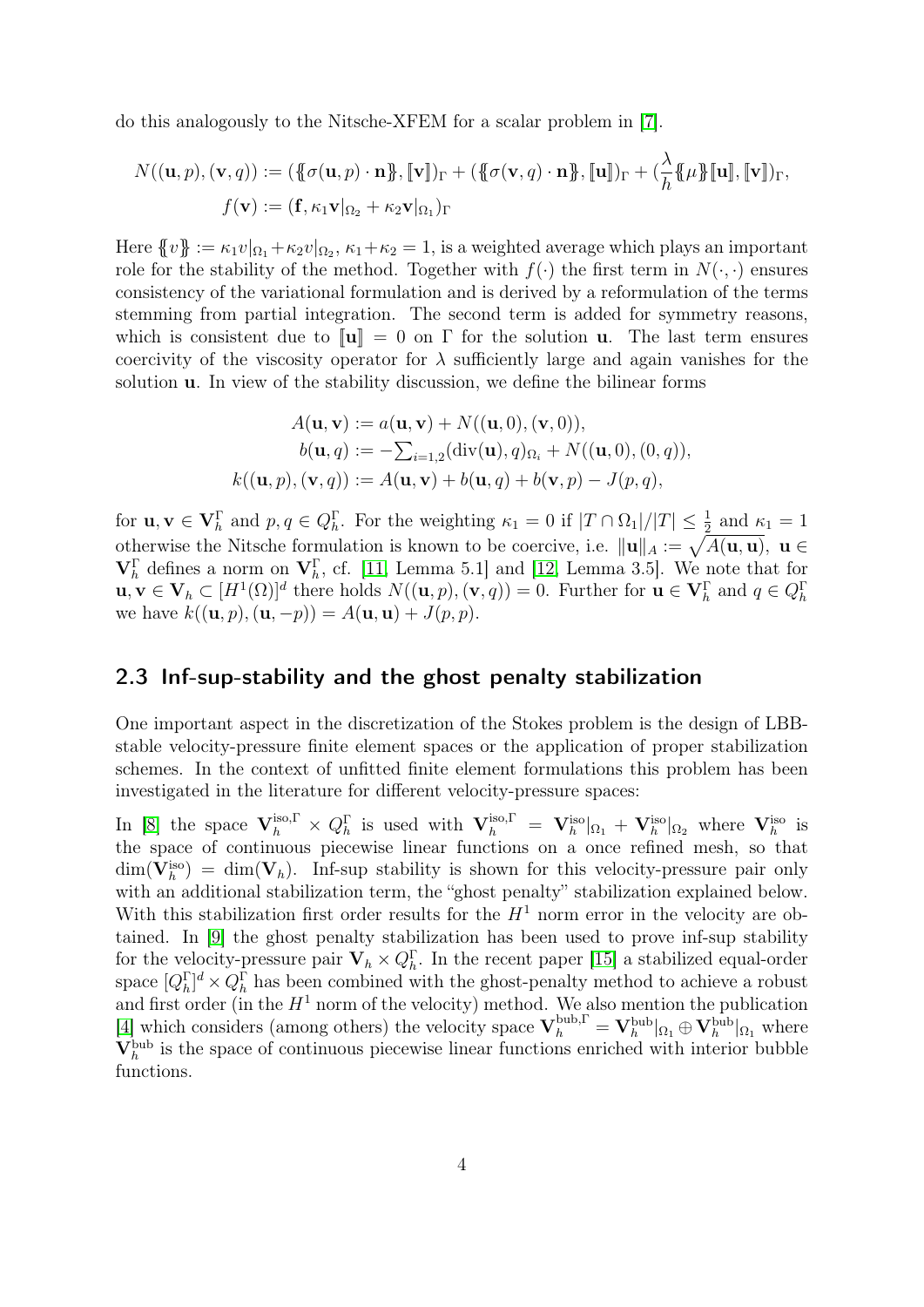do this analogously to the Nitsche-XFEM for a scalar problem in [7].

$$N((\mathbf{u},p),(\mathbf{v},q)) := (\{\!\!\{\sigma(\mathbf{u},p)\cdot\mathbf{n}\}\!\!\},[\![\mathbf{v}]\!])_\Gamma + (\{\!\!\{\sigma(\mathbf{v},q)\cdot\mathbf{n}\}\!\!\},[\![\mathbf{u}]\!])_\Gamma + (\frac{\lambda}{h}\{\!\!\{\mu\}\!\!\}[\![\mathbf{u}]\!],[\![\mathbf{v}]\!])_\Gamma,$$
$$f(\mathbf{v}) := (\mathbf{f},\kappa_1\mathbf{v}|_{\Omega_2} + \kappa_2\mathbf{v}|_{\Omega_1})_\Gamma$$

Here $\{\!\!\{v\}\!\!\} := \kappa_1 v|_{\Omega_1} + \kappa_2 v|_{\Omega_2}$, $\kappa_1+\kappa_2 = 1$, is a weighted average which plays an important role for the stability of the method. Together with $f(\cdot)$ the first term in $N(\cdot,\cdot)$ ensures consistency of the variational formulation and is derived by a reformulation of the terms stemming from partial integration. The second term is added for symmetry reasons, which is consistent due to $[\![\mathbf{u}]\!] = 0$ on $\Gamma$ for the solution $\mathbf{u}$. The last term ensures coercivity of the viscosity operator for $\lambda$ sufficiently large and again vanishes for the solution $\mathbf{u}$. In view of the stability discussion, we define the bilinear forms

$$A(\mathbf{u},\mathbf{v}) := a(\mathbf{u},\mathbf{v}) + N((\mathbf{u},0),(\mathbf{v},0)),$$
$$b(\mathbf{u},q) := -\textstyle\sum_{i=1,2}(\mathrm{div}(\mathbf{u}),q)_{\Omega_i} + N((\mathbf{u},0),(0,q)),$$
$$k((\mathbf{u},p),(\mathbf{v},q)) := A(\mathbf{u},\mathbf{v}) + b(\mathbf{u},q) + b(\mathbf{v},p) - J(p,q),$$

for $\mathbf{u},\mathbf{v}\in\mathbf{V}_h^\Gamma$ and $p,q\in Q_h^\Gamma$. For the weighting $\kappa_1 = 0$ if $|T\cap\Omega_1|/|T| \leq \frac{1}{2}$ and $\kappa_1 = 1$ otherwise the Nitsche formulation is known to be coercive, i.e. $\|\mathbf{u}\|_A := \sqrt{A(\mathbf{u},\mathbf{u})}$, $\mathbf{u}\in\mathbf{V}_h^\Gamma$ defines a norm on $\mathbf{V}_h^\Gamma$, cf. [11, Lemma 5.1] and [12, Lemma 3.5]. We note that for $\mathbf{u},\mathbf{v}\in\mathbf{V}_h\subset[H^1(\Omega)]^d$ there holds $N((\mathbf{u},p),(\mathbf{v},q)) = 0$. Further for $\mathbf{u}\in\mathbf{V}_h^\Gamma$ and $q\in Q_h^\Gamma$ we have $k((\mathbf{u},p),(\mathbf{u},-p)) = A(\mathbf{u},\mathbf{u}) + J(p,p)$.

## 2.3 Inf-sup-stability and the ghost penalty stabilization

One important aspect in the discretization of the Stokes problem is the design of LBB-stable velocity-pressure finite element spaces or the application of proper stabilization schemes. In the context of unfitted finite element formulations this problem has been investigated in the literature for different velocity-pressure spaces:

In [8] the space $\mathbf{V}_h^{\mathrm{iso},\Gamma}\times Q_h^\Gamma$ is used with $\mathbf{V}_h^{\mathrm{iso},\Gamma} = \mathbf{V}_h^{\mathrm{iso}}|_{\Omega_1} + \mathbf{V}_h^{\mathrm{iso}}|_{\Omega_2}$ where $\mathbf{V}_h^{\mathrm{iso}}$ is the space of continuous piecewise linear functions on a once refined mesh, so that $\dim(\mathbf{V}_h^{\mathrm{iso}}) = \dim(\mathbf{V}_h)$. Inf-sup stability is shown for this velocity-pressure pair only with an additional stabilization term, the "ghost penalty" stabilization explained below. With this stabilization first order results for the $H^1$ norm error in the velocity are obtained. In [9] the ghost penalty stabilization has been used to prove inf-sup stability for the velocity-pressure pair $\mathbf{V}_h\times Q_h^\Gamma$. In the recent paper [15] a stabilized equal-order space $[Q_h^\Gamma]^d\times Q_h^\Gamma$ has been combined with the ghost-penalty method to achieve a robust and first order (in the $H^1$ norm of the velocity) method. We also mention the publication [4] which considers (among others) the velocity space $\mathbf{V}_h^{\mathrm{bub},\Gamma} = \mathbf{V}_h^{\mathrm{bub}}|_{\Omega_1}\oplus\mathbf{V}_h^{\mathrm{bub}}|_{\Omega_1}$ where $\mathbf{V}_h^{\mathrm{bub}}$ is the space of continuous piecewise linear functions enriched with interior bubble functions.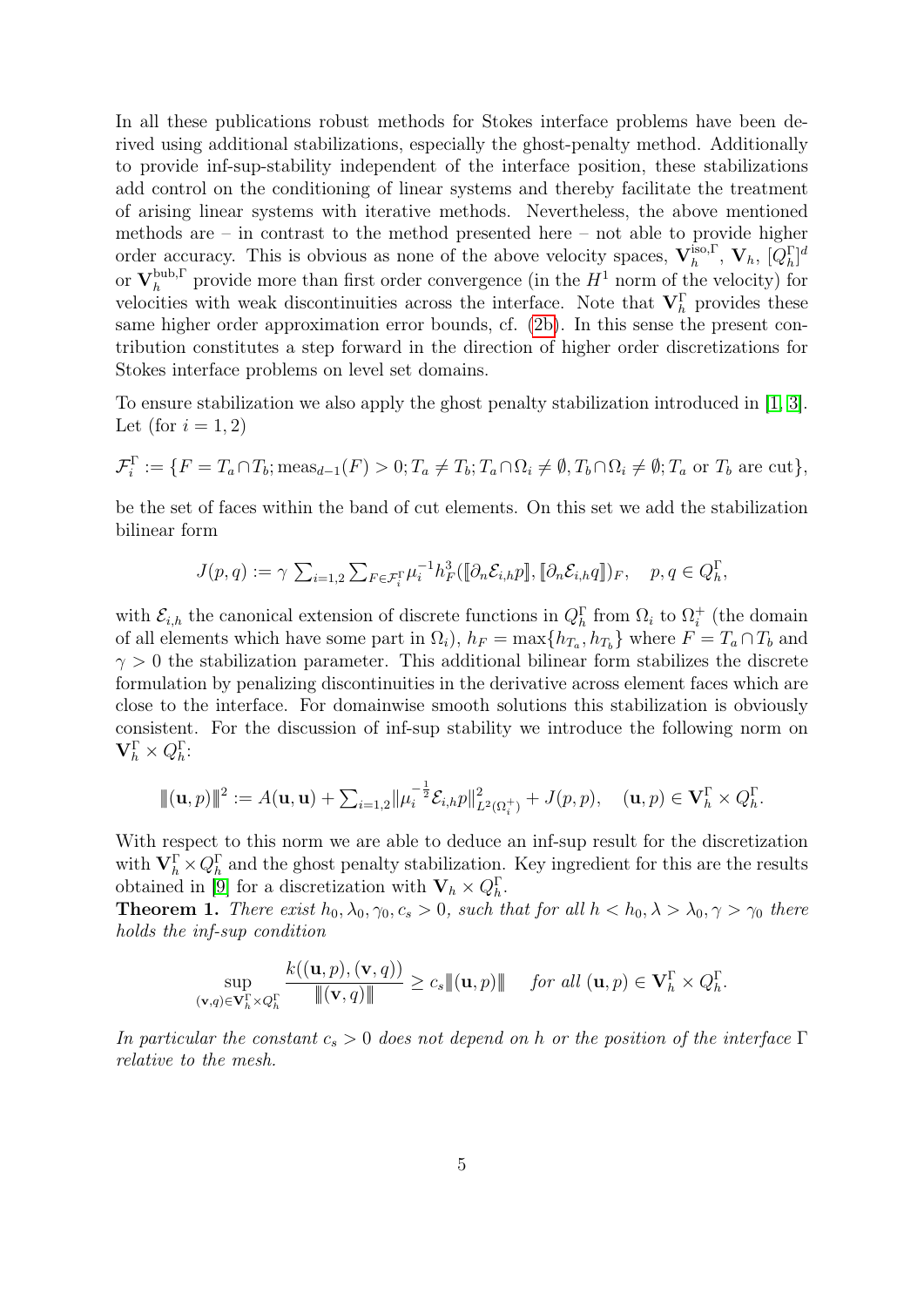In all these publications robust methods for Stokes interface problems have been derived using additional stabilizations, especially the ghost-penalty method. Additionally to provide inf-sup-stability independent of the interface position, these stabilizations add control on the conditioning of linear systems and thereby facilitate the treatment of arising linear systems with iterative methods. Nevertheless, the above mentioned methods are – in contrast to the method presented here – not able to provide higher order accuracy. This is obvious as none of the above velocity spaces, $\mathbf{V}_h^{\text{iso},\Gamma}$, $\mathbf{V}_h$, $[Q_h^\Gamma]^d$ or $\mathbf{V}_h^{\text{bub},\Gamma}$ provide more than first order convergence (in the $H^1$ norm of the velocity) for velocities with weak discontinuities across the interface. Note that $\mathbf{V}_h^\Gamma$ provides these same higher order approximation error bounds, cf. (2b). In this sense the present contribution constitutes a step forward in the direction of higher order discretizations for Stokes interface problems on level set domains.

To ensure stabilization we also apply the ghost penalty stabilization introduced in [1, 3]. Let (for $i = 1, 2$)

$$\mathcal{F}_i^\Gamma := \{F = T_a \cap T_b; \operatorname{meas}_{d-1}(F) > 0; T_a \neq T_b; T_a \cap \Omega_i \neq \emptyset, T_b \cap \Omega_i \neq \emptyset; T_a \text{ or } T_b \text{ are cut}\},$$

be the set of faces within the band of cut elements. On this set we add the stabilization bilinear form

$$J(p, q) := \gamma \sum_{i=1,2} \sum_{F \in \mathcal{F}_i^\Gamma} \mu_i^{-1} h_F^3 (\llbracket \partial_n \mathcal{E}_{i,h} p \rrbracket, \llbracket \partial_n \mathcal{E}_{i,h} q \rrbracket)_F, \quad p, q \in Q_h^\Gamma,$$

with $\mathcal{E}_{i,h}$ the canonical extension of discrete functions in $Q_h^\Gamma$ from $\Omega_i$ to $\Omega_i^+$ (the domain of all elements which have some part in $\Omega_i$), $h_F = \max\{h_{T_a}, h_{T_b}\}$ where $F = T_a \cap T_b$ and $\gamma > 0$ the stabilization parameter. This additional bilinear form stabilizes the discrete formulation by penalizing discontinuities in the derivative across element faces which are close to the interface. For domainwise smooth solutions this stabilization is obviously consistent. For the discussion of inf-sup stability we introduce the following norm on $\mathbf{V}_h^\Gamma \times Q_h^\Gamma$:

$$\|(\mathbf{u}, p)\|^2 := A(\mathbf{u}, \mathbf{u}) + \sum_{i=1,2} \|\mu_i^{-\frac{1}{2}} \mathcal{E}_{i,h} p\|_{L^2(\Omega_i^+)}^2 + J(p, p), \quad (\mathbf{u}, p) \in \mathbf{V}_h^\Gamma \times Q_h^\Gamma.$$

With respect to this norm we are able to deduce an inf-sup result for the discretization with $\mathbf{V}_h^\Gamma \times Q_h^\Gamma$ and the ghost penalty stabilization. Key ingredient for this are the results obtained in [9] for a discretization with $\mathbf{V}_h \times Q_h^\Gamma$.

**Theorem 1.** *There exist $h_0, \lambda_0, \gamma_0, c_s > 0$, such that for all $h < h_0, \lambda > \lambda_0, \gamma > \gamma_0$ there holds the inf-sup condition*

$$\sup_{(\mathbf{v}, q) \in \mathbf{V}_h^\Gamma \times Q_h^\Gamma} \frac{k((\mathbf{u}, p), (\mathbf{v}, q))}{\|(\mathbf{v}, q)\|} \geq c_s \|(\mathbf{u}, p)\| \quad \text{for all } (\mathbf{u}, p) \in \mathbf{V}_h^\Gamma \times Q_h^\Gamma.$$

*In particular the constant $c_s > 0$ does not depend on $h$ or the position of the interface $\Gamma$ relative to the mesh.*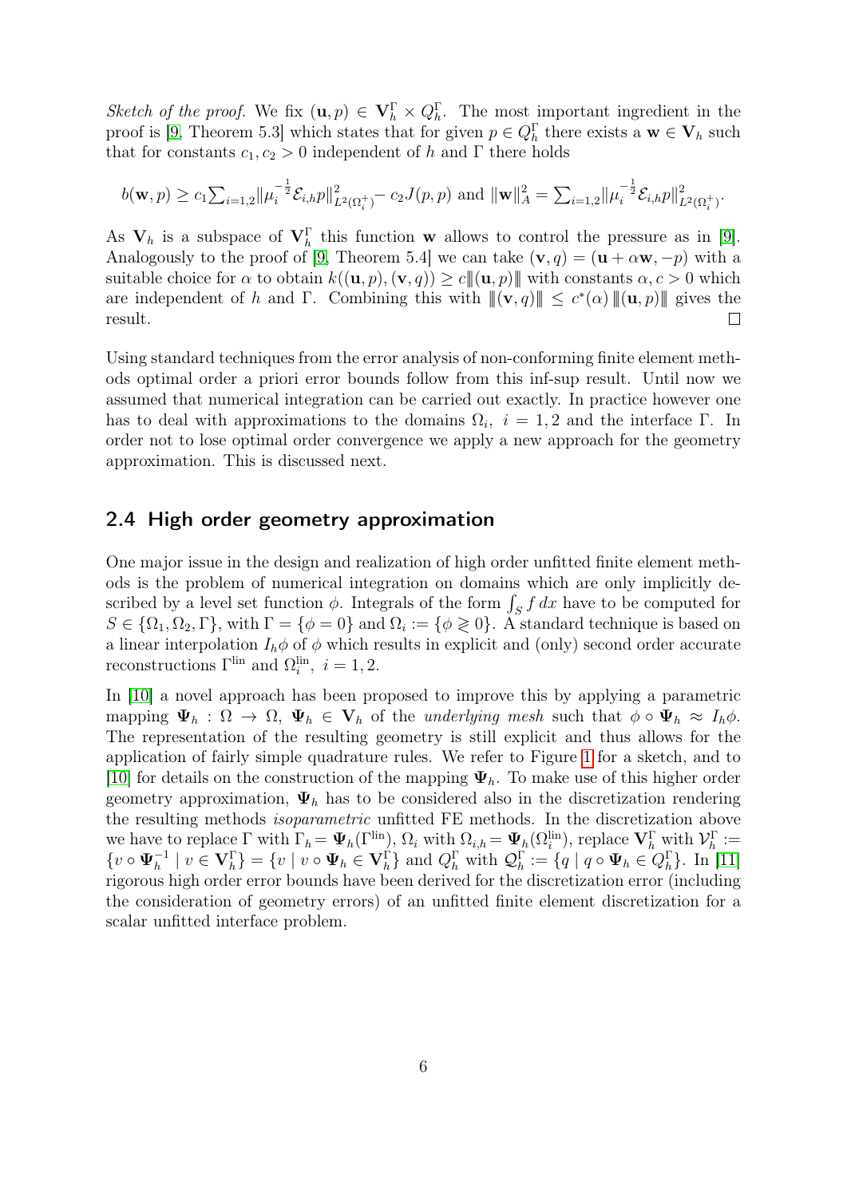*Sketch of the proof.* We fix $(\mathbf{u}, p) \in \mathbf{V}_h^\Gamma \times Q_h^\Gamma$. The most important ingredient in the proof is [9, Theorem 5.3] which states that for given $p \in Q_h^\Gamma$ there exists a $\mathbf{w} \in \mathbf{V}_h$ such that for constants $c_1, c_2 > 0$ independent of $h$ and $\Gamma$ there holds

$$b(\mathbf{w}, p) \geq c_1 \sum_{i=1,2} \|\mu_i^{-\frac{1}{2}} \mathcal{E}_{i,h} p\|_{L^2(\Omega_i^+)}^2 - c_2 J(p,p) \text{ and } \|\mathbf{w}\|_A^2 = \sum_{i=1,2} \|\mu_i^{-\frac{1}{2}} \mathcal{E}_{i,h} p\|_{L^2(\Omega_i^+)}^2.$$

As $\mathbf{V}_h$ is a subspace of $\mathbf{V}_h^\Gamma$ this function $\mathbf{w}$ allows to control the pressure as in [9]. Analogously to the proof of [9, Theorem 5.4] we can take $(\mathbf{v}, q) = (\mathbf{u} + \alpha \mathbf{w}, -p)$ with a suitable choice for $\alpha$ to obtain $k((\mathbf{u}, p), (\mathbf{v}, q)) \geq c \|(\mathbf{u}, p)\|$ with constants $\alpha, c > 0$ which are independent of $h$ and $\Gamma$. Combining this with $\|(\mathbf{v}, q)\| \leq c^*(\alpha) \|(\mathbf{u}, p)\|$ gives the result. ☐

Using standard techniques from the error analysis of non-conforming finite element methods optimal order a priori error bounds follow from this inf-sup result. Until now we assumed that numerical integration can be carried out exactly. In practice however one has to deal with approximations to the domains $\Omega_i$, $i = 1, 2$ and the interface $\Gamma$. In order not to lose optimal order convergence we apply a new approach for the geometry approximation. This is discussed next.

## 2.4 High order geometry approximation

One major issue in the design and realization of high order unfitted finite element methods is the problem of numerical integration on domains which are only implicitly described by a level set function $\phi$. Integrals of the form $\int_S f \, dx$ have to be computed for $S \in \{\Omega_1, \Omega_2, \Gamma\}$, with $\Gamma = \{\phi = 0\}$ and $\Omega_i := \{\phi \gtrless 0\}$. A standard technique is based on a linear interpolation $I_h \phi$ of $\phi$ which results in explicit and (only) second order accurate reconstructions $\Gamma^{\text{lin}}$ and $\Omega_i^{\text{lin}}$, $i = 1, 2$.

In [10] a novel approach has been proposed to improve this by applying a parametric mapping $\mathbf{\Psi}_h : \Omega \to \Omega$, $\mathbf{\Psi}_h \in \mathbf{V}_h$ of the *underlying mesh* such that $\phi \circ \mathbf{\Psi}_h \approx I_h \phi$. The representation of the resulting geometry is still explicit and thus allows for the application of fairly simple quadrature rules. We refer to Figure 1 for a sketch, and to [10] for details on the construction of the mapping $\mathbf{\Psi}_h$. To make use of this higher order geometry approximation, $\mathbf{\Psi}_h$ has to be considered also in the discretization rendering the resulting methods *isoparametric* unfitted FE methods. In the discretization above we have to replace $\Gamma$ with $\Gamma_h = \mathbf{\Psi}_h(\Gamma^{\text{lin}})$, $\Omega_i$ with $\Omega_{i,h} = \mathbf{\Psi}_h(\Omega_i^{\text{lin}})$, replace $\mathbf{V}_h^\Gamma$ with $\mathcal{V}_h^\Gamma := \{v \circ \mathbf{\Psi}_h^{-1} \mid v \in \mathbf{V}_h^\Gamma\} = \{v \mid v \circ \mathbf{\Psi}_h \in \mathbf{V}_h^\Gamma\}$ and $Q_h^\Gamma$ with $\mathcal{Q}_h^\Gamma := \{q \mid q \circ \mathbf{\Psi}_h \in Q_h^\Gamma\}$. In [11] rigorous high order error bounds have been derived for the discretization error (including the consideration of geometry errors) of an unfitted finite element discretization for a scalar unfitted interface problem.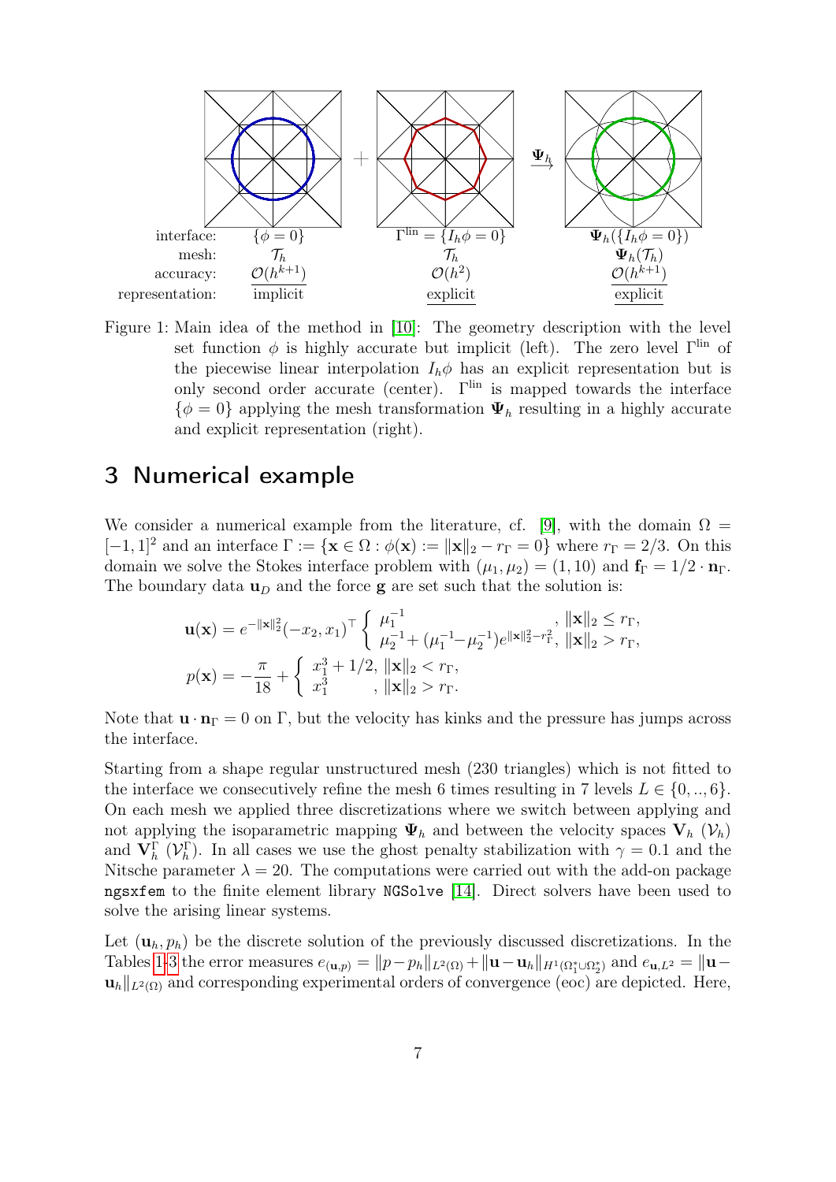| | | | |
|---|---|---|---|
| interface: | $\{\phi = 0\}$ | $\Gamma^{\text{lin}} = \{I_h\phi = 0\}$ | $\Psi_h(\{I_h\phi = 0\})$ |
| mesh: | $\mathcal{T}_h$ | $\mathcal{T}_h$ | $\Psi_h(\mathcal{T}_h)$ |
| accuracy: | $\mathcal{O}(h^{k+1})$ | $\mathcal{O}(h^2)$ | $\mathcal{O}(h^{k+1})$ |
| representation: | implicit | explicit | explicit |

Figure 1: Main idea of the method in [10]: The geometry description with the level set function $\phi$ is highly accurate but implicit (left). The zero level $\Gamma^{\text{lin}}$ of the piecewise linear interpolation $I_h\phi$ has an explicit representation but is only second order accurate (center). $\Gamma^{\text{lin}}$ is mapped towards the interface $\{\phi = 0\}$ applying the mesh transformation $\Psi_h$ resulting in a highly accurate and explicit representation (right).

# 3 Numerical example

We consider a numerical example from the literature, cf. [9], with the domain $\Omega = [-1, 1]^2$ and an interface $\Gamma := \{\mathbf{x} \in \Omega : \phi(\mathbf{x}) := \|\mathbf{x}\|_2 - r_\Gamma = 0\}$ where $r_\Gamma = 2/3$. On this domain we solve the Stokes interface problem with $(\mu_1, \mu_2) = (1, 10)$ and $\mathbf{f}_\Gamma = 1/2 \cdot \mathbf{n}_\Gamma$. The boundary data $\mathbf{u}_D$ and the force $\mathbf{g}$ are set such that the solution is:

$$\mathbf{u}(\mathbf{x}) = e^{-\|\mathbf{x}\|_2^2}(-x_2, x_1)^\top \begin{cases} \mu_1^{-1} & , \|\mathbf{x}\|_2 \leq r_\Gamma, \\ \mu_2^{-1} + (\mu_1^{-1} - \mu_2^{-1})e^{\|\mathbf{x}\|_2^2 - r_\Gamma^2}, & \|\mathbf{x}\|_2 > r_\Gamma, \end{cases}$$

$$p(\mathbf{x}) = -\frac{\pi}{18} + \begin{cases} x_1^3 + 1/2, & \|\mathbf{x}\|_2 < r_\Gamma, \\ x_1^3 & , \|\mathbf{x}\|_2 > r_\Gamma. \end{cases}$$

Note that $\mathbf{u} \cdot \mathbf{n}_\Gamma = 0$ on $\Gamma$, but the velocity has kinks and the pressure has jumps across the interface.

Starting from a shape regular unstructured mesh (230 triangles) which is not fitted to the interface we consecutively refine the mesh 6 times resulting in 7 levels $L \in \{0, .., 6\}$. On each mesh we applied three discretizations where we switch between applying and not applying the isoparametric mapping $\Psi_h$ and between the velocity spaces $\mathbf{V}_h$ ($\mathcal{V}_h$) and $\mathbf{V}_h^\Gamma$ ($\mathcal{V}_h^\Gamma$). In all cases we use the ghost penalty stabilization with $\gamma = 0.1$ and the Nitsche parameter $\lambda = 20$. The computations were carried out with the add-on package `ngsxfem` to the finite element library `NGSolve` [14]. Direct solvers have been used to solve the arising linear systems.

Let $(\mathbf{u}_h, p_h)$ be the discrete solution of the previously discussed discretizations. In the Tables 1-3 the error measures $e_{(\mathbf{u},p)} = \|p - p_h\|_{L^2(\Omega)} + \|\mathbf{u} - \mathbf{u}_h\|_{H^1(\Omega_1^* \cup \Omega_2^*)}$ and $e_{\mathbf{u},L^2} = \|\mathbf{u} - \mathbf{u}_h\|_{L^2(\Omega)}$ and corresponding experimental orders of convergence (eoc) are depicted. Here,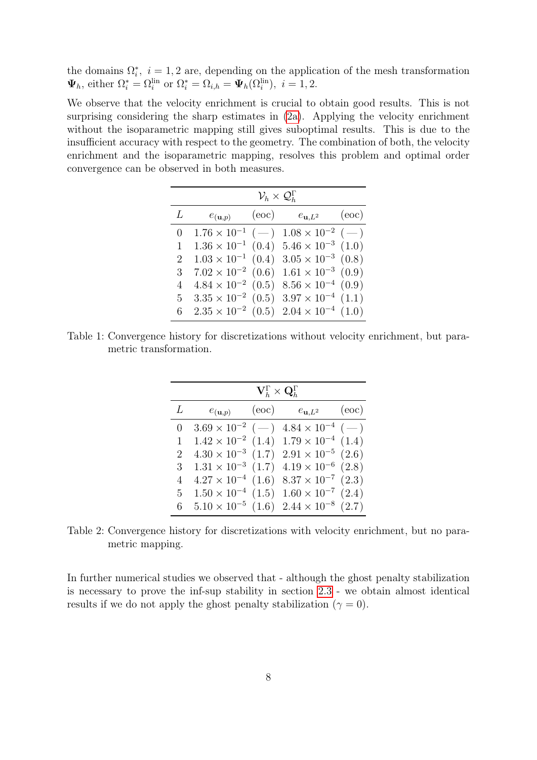the domains $\Omega_i^*,\ i = 1, 2$ are, depending on the application of the mesh transformation $\mathbf{\Psi}_h$, either $\Omega_i^* = \Omega_i^{\text{lin}}$ or $\Omega_i^* = \Omega_{i,h} = \mathbf{\Psi}_h(\Omega_i^{\text{lin}}),\ i = 1, 2$.

We observe that the velocity enrichment is crucial to obtain good results. This is not surprising considering the sharp estimates in (2a). Applying the velocity enrichment without the isoparametric mapping still gives suboptimal results. This is due to the insufficient accuracy with respect to the geometry. The combination of both, the velocity enrichment and the isoparametric mapping, resolves this problem and optimal order convergence can be observed in both measures.

| $\mathcal{V}_h \times \mathcal{Q}_h^\Gamma$ | | | | |
|---|---|---|---|---|
| $L$ | $e_{(\mathbf{u},p)}$ | (eoc) | $e_{\mathbf{u},L^2}$ | (eoc) |
| 0 | $1.76 \times 10^{-1}$ | ( — ) | $1.08 \times 10^{-2}$ | ( — ) |
| 1 | $1.36 \times 10^{-1}$ | (0.4) | $5.46 \times 10^{-3}$ | (1.0) |
| 2 | $1.03 \times 10^{-1}$ | (0.4) | $3.05 \times 10^{-3}$ | (0.8) |
| 3 | $7.02 \times 10^{-2}$ | (0.6) | $1.61 \times 10^{-3}$ | (0.9) |
| 4 | $4.84 \times 10^{-2}$ | (0.5) | $8.56 \times 10^{-4}$ | (0.9) |
| 5 | $3.35 \times 10^{-2}$ | (0.5) | $3.97 \times 10^{-4}$ | (1.1) |
| 6 | $2.35 \times 10^{-2}$ | (0.5) | $2.04 \times 10^{-4}$ | (1.0) |

Table 1: Convergence history for discretizations without velocity enrichment, but parametric transformation.

| $\mathbf{V}_h^\Gamma \times \mathbf{Q}_h^\Gamma$ | | | | |
|---|---|---|---|---|
| $L$ | $e_{(\mathbf{u},p)}$ | (eoc) | $e_{\mathbf{u},L^2}$ | (eoc) |
| 0 | $3.69 \times 10^{-2}$ | ( — ) | $4.84 \times 10^{-4}$ | ( — ) |
| 1 | $1.42 \times 10^{-2}$ | (1.4) | $1.79 \times 10^{-4}$ | (1.4) |
| 2 | $4.30 \times 10^{-3}$ | (1.7) | $2.91 \times 10^{-5}$ | (2.6) |
| 3 | $1.31 \times 10^{-3}$ | (1.7) | $4.19 \times 10^{-6}$ | (2.8) |
| 4 | $4.27 \times 10^{-4}$ | (1.6) | $8.37 \times 10^{-7}$ | (2.3) |
| 5 | $1.50 \times 10^{-4}$ | (1.5) | $1.60 \times 10^{-7}$ | (2.4) |
| 6 | $5.10 \times 10^{-5}$ | (1.6) | $2.44 \times 10^{-8}$ | (2.7) |

Table 2: Convergence history for discretizations with velocity enrichment, but no parametric mapping.

In further numerical studies we observed that - although the ghost penalty stabilization is necessary to prove the inf-sup stability in section 2.3 - we obtain almost identical results if we do not apply the ghost penalty stabilization ($\gamma = 0$).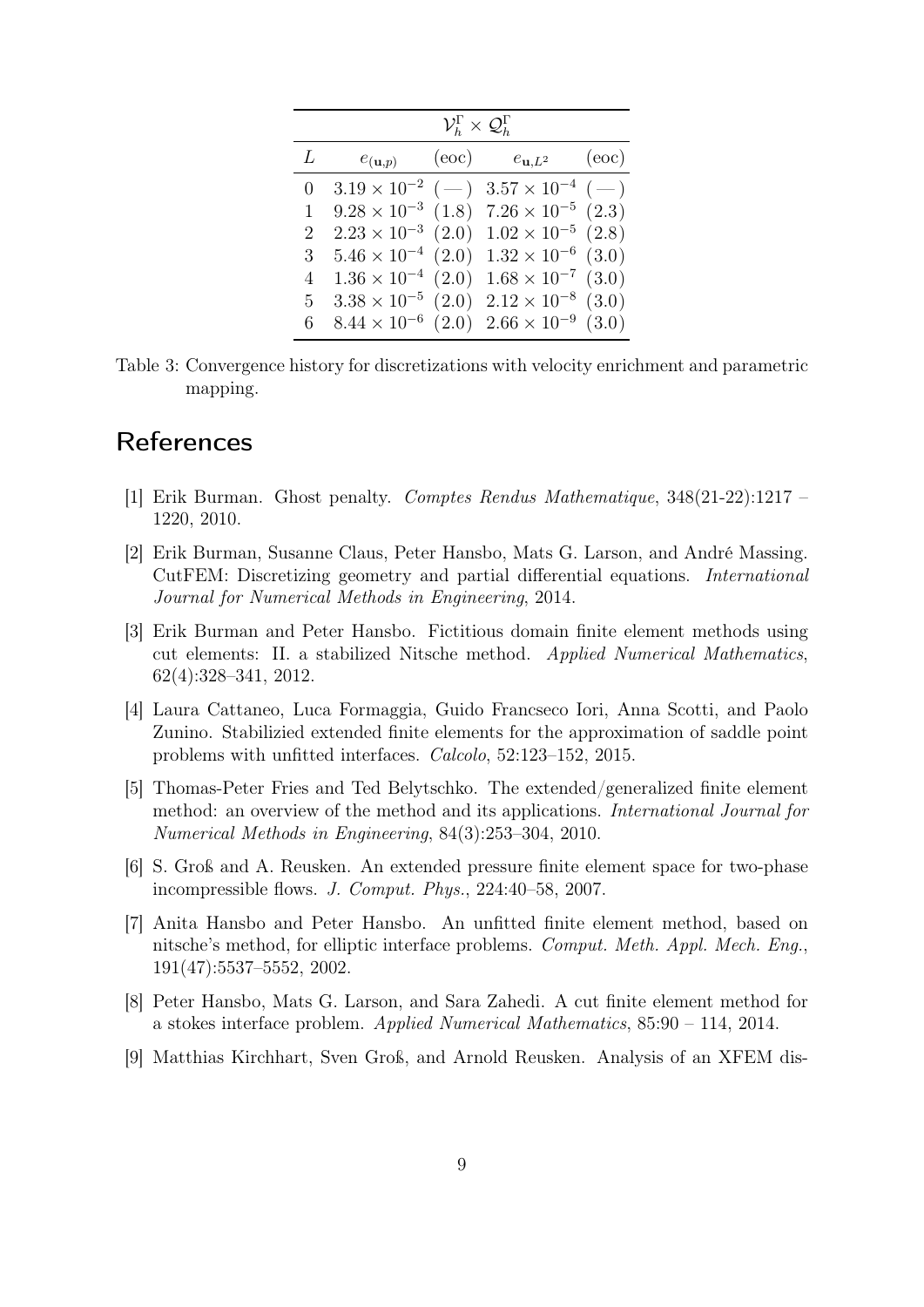| $\mathcal{V}_h^\Gamma \times \mathcal{Q}_h^\Gamma$ | | | | |
|---|---|---|---|---|
| $L$ | $e_{(\mathbf{u},p)}$ | (eoc) | $e_{\mathbf{u},L^2}$ | (eoc) |
| 0 | $3.19 \times 10^{-2}$ | (—) | $3.57 \times 10^{-4}$ | (—) |
| 1 | $9.28 \times 10^{-3}$ | (1.8) | $7.26 \times 10^{-5}$ | (2.3) |
| 2 | $2.23 \times 10^{-3}$ | (2.0) | $1.02 \times 10^{-5}$ | (2.8) |
| 3 | $5.46 \times 10^{-4}$ | (2.0) | $1.32 \times 10^{-6}$ | (3.0) |
| 4 | $1.36 \times 10^{-4}$ | (2.0) | $1.68 \times 10^{-7}$ | (3.0) |
| 5 | $3.38 \times 10^{-5}$ | (2.0) | $2.12 \times 10^{-8}$ | (3.0) |
| 6 | $8.44 \times 10^{-6}$ | (2.0) | $2.66 \times 10^{-9}$ | (3.0) |

Table 3: Convergence history for discretizations with velocity enrichment and parametric mapping.

# References

[1] Erik Burman. Ghost penalty. *Comptes Rendus Mathematique*, 348(21-22):1217 – 1220, 2010.

[2] Erik Burman, Susanne Claus, Peter Hansbo, Mats G. Larson, and André Massing. CutFEM: Discretizing geometry and partial differential equations. *International Journal for Numerical Methods in Engineering*, 2014.

[3] Erik Burman and Peter Hansbo. Fictitious domain finite element methods using cut elements: II. a stabilized Nitsche method. *Applied Numerical Mathematics*, 62(4):328–341, 2012.

[4] Laura Cattaneo, Luca Formaggia, Guido Francseco Iori, Anna Scotti, and Paolo Zunino. Stabilizied extended finite elements for the approximation of saddle point problems with unfitted interfaces. *Calcolo*, 52:123–152, 2015.

[5] Thomas-Peter Fries and Ted Belytschko. The extended/generalized finite element method: an overview of the method and its applications. *International Journal for Numerical Methods in Engineering*, 84(3):253–304, 2010.

[6] S. Groß and A. Reusken. An extended pressure finite element space for two-phase incompressible flows. *J. Comput. Phys.*, 224:40–58, 2007.

[7] Anita Hansbo and Peter Hansbo. An unfitted finite element method, based on nitsche's method, for elliptic interface problems. *Comput. Meth. Appl. Mech. Eng.*, 191(47):5537–5552, 2002.

[8] Peter Hansbo, Mats G. Larson, and Sara Zahedi. A cut finite element method for a stokes interface problem. *Applied Numerical Mathematics*, 85:90 – 114, 2014.

[9] Matthias Kirchhart, Sven Groß, and Arnold Reusken. Analysis of an XFEM dis-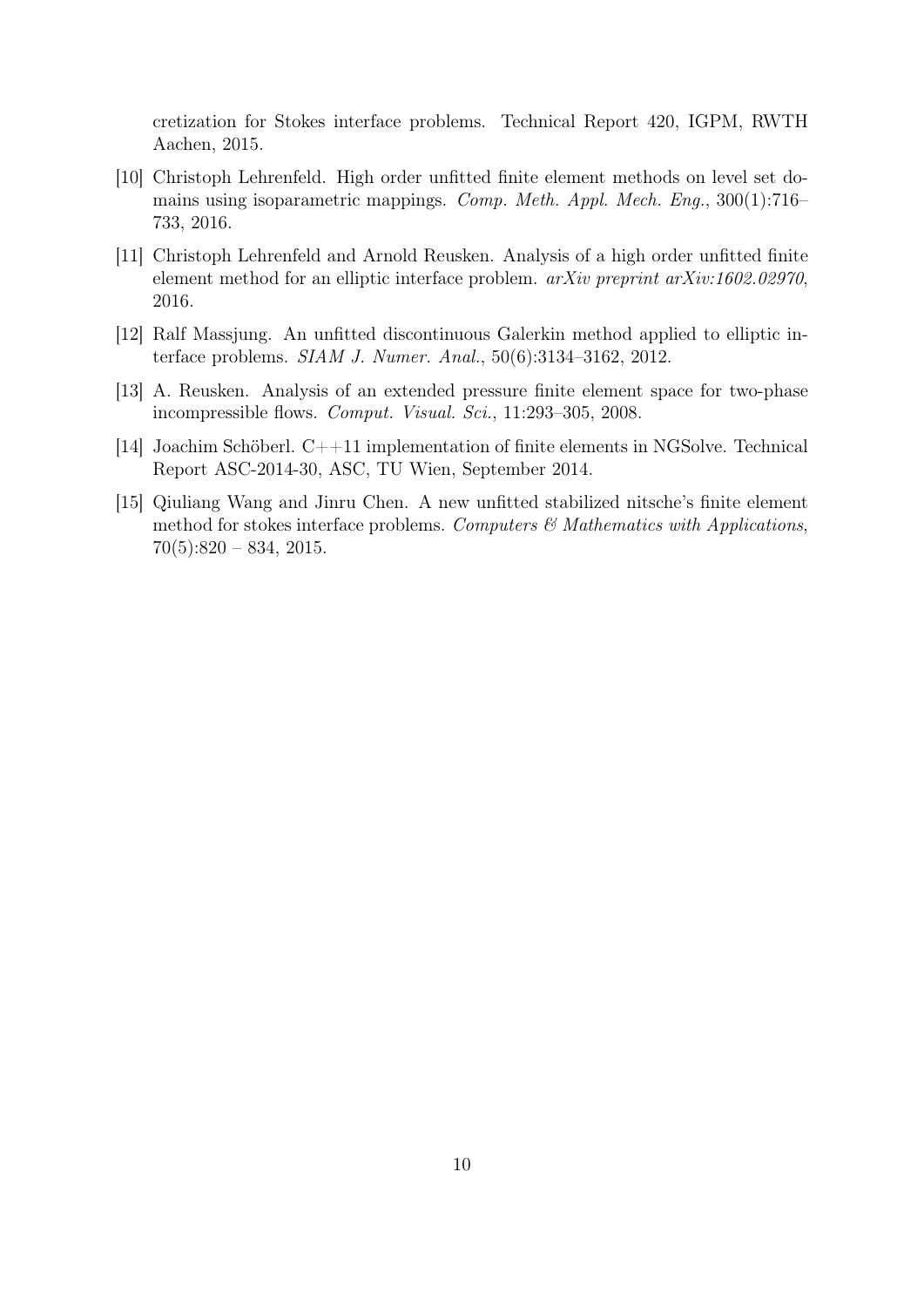cretization for Stokes interface problems. Technical Report 420, IGPM, RWTH Aachen, 2015.

[10] Christoph Lehrenfeld. High order unfitted finite element methods on level set domains using isoparametric mappings. *Comp. Meth. Appl. Mech. Eng.*, 300(1):716–733, 2016.

[11] Christoph Lehrenfeld and Arnold Reusken. Analysis of a high order unfitted finite element method for an elliptic interface problem. *arXiv preprint arXiv:1602.02970*, 2016.

[12] Ralf Massjung. An unfitted discontinuous Galerkin method applied to elliptic interface problems. *SIAM J. Numer. Anal.*, 50(6):3134–3162, 2012.

[13] A. Reusken. Analysis of an extended pressure finite element space for two-phase incompressible flows. *Comput. Visual. Sci.*, 11:293–305, 2008.

[14] Joachim Schöberl. C++11 implementation of finite elements in NGSolve. Technical Report ASC-2014-30, ASC, TU Wien, September 2014.

[15] Qiuliang Wang and Jinru Chen. A new unfitted stabilized nitsche's finite element method for stokes interface problems. *Computers & Mathematics with Applications*, 70(5):820 – 834, 2015.